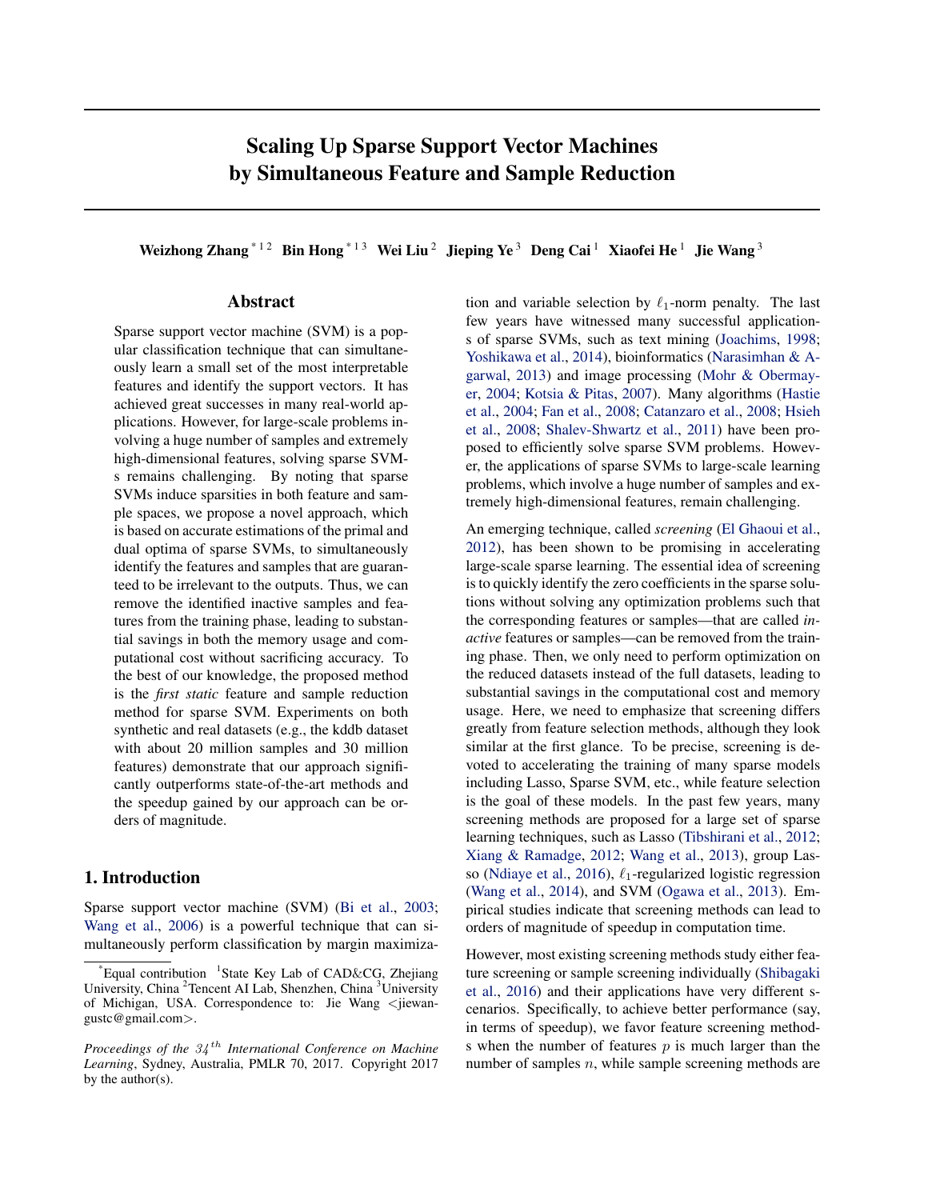# Scaling Up Sparse Support Vector Machines by Simultaneous Feature and Sample Reduction

**Weizhong Zhang** [*1,2] **Bin Hong** [*1,3] **Wei Liu** [2] **Jieping Ye** [3] **Deng Cai** [1] **Xiaofei He** [1] **Jie Wang** [3]

## Abstract

Sparse support vector machine (SVM) is a popular classification technique that can simultaneously learn a small set of the most interpretable features and identify the support vectors. It has achieved great successes in many real-world applications. However, for large-scale problems involving a huge number of samples and extremely high-dimensional features, solving sparse SVMs remains challenging. By noting that sparse SVMs induce sparsities in both feature and sample spaces, we propose a novel approach, which is based on accurate estimations of the primal and dual optima of sparse SVMs, to simultaneously identify the features and samples that are guaranteed to be irrelevant to the outputs. Thus, we can remove the identified inactive samples and features from the training phase, leading to substantial savings in both the memory usage and computational cost without sacrificing accuracy. To the best of our knowledge, the proposed method is the *first static* feature and sample reduction method for sparse SVM. Experiments on both synthetic and real datasets (e.g., the kddb dataset with about 20 million samples and 30 million features) demonstrate that our approach significantly outperforms state-of-the-art methods and the speedup gained by our approach can be orders of magnitude.

## 1. Introduction

Sparse support vector machine (SVM) (Bi et al., 2003; Wang et al., 2006) is a powerful technique that can simultaneously perform classification by margin maximization and variable selection by $\ell_1$-norm penalty. The last few years have witnessed many successful applications of sparse SVMs, such as text mining (Joachims, 1998; Yoshikawa et al., 2014), bioinformatics (Narasimhan & Agarwal, 2013) and image processing (Mohr & Obermayer, 2004; Kotsia & Pitas, 2007). Many algorithms (Hastie et al., 2004; Fan et al., 2008; Catanzaro et al., 2008; Hsieh et al., 2008; Shalev-Shwartz et al., 2011) have been proposed to efficiently solve sparse SVM problems. However, the applications of sparse SVMs to large-scale learning problems, which involve a huge number of samples and extremely high-dimensional features, remain challenging.

An emerging technique, called *screening* (El Ghaoui et al., 2012), has been shown to be promising in accelerating large-scale sparse learning. The essential idea of screening is to quickly identify the zero coefficients in the sparse solutions without solving any optimization problems such that the corresponding features or samples—that are called *inactive* features or samples—can be removed from the training phase. Then, we only need to perform optimization on the reduced datasets instead of the full datasets, leading to substantial savings in the computational cost and memory usage. Here, we need to emphasize that screening differs greatly from feature selection methods, although they look similar at the first glance. To be precise, screening is devoted to accelerating the training of many sparse models including Lasso, Sparse SVM, etc., while feature selection is the goal of these models. In the past few years, many screening methods are proposed for a large set of sparse learning techniques, such as Lasso (Tibshirani et al., 2012; Xiang & Ramadge, 2012; Wang et al., 2013), group Lasso (Ndiaye et al., 2016), $\ell_1$-regularized logistic regression (Wang et al., 2014), and SVM (Ogawa et al., 2013). Empirical studies indicate that screening methods can lead to orders of magnitude of speedup in computation time.

However, most existing screening methods study either feature screening or sample screening individually (Shibagaki et al., 2016) and their applications have very different scenarios. Specifically, to achieve better performance (say, in terms of speedup), we favor feature screening methods when the number of features $p$ is much larger than the number of samples $n$, while sample screening methods are

[*]Equal contribution [1]State Key Lab of CAD&CG, Zhejiang University, China [2]Tencent AI Lab, Shenzhen, China [3]University of Michigan, USA. Correspondence to: Jie Wang <jiewangustc@gmail.com>.

*Proceedings of the $34^{th}$ International Conference on Machine Learning*, Sydney, Australia, PMLR 70, 2017. Copyright 2017 by the author(s).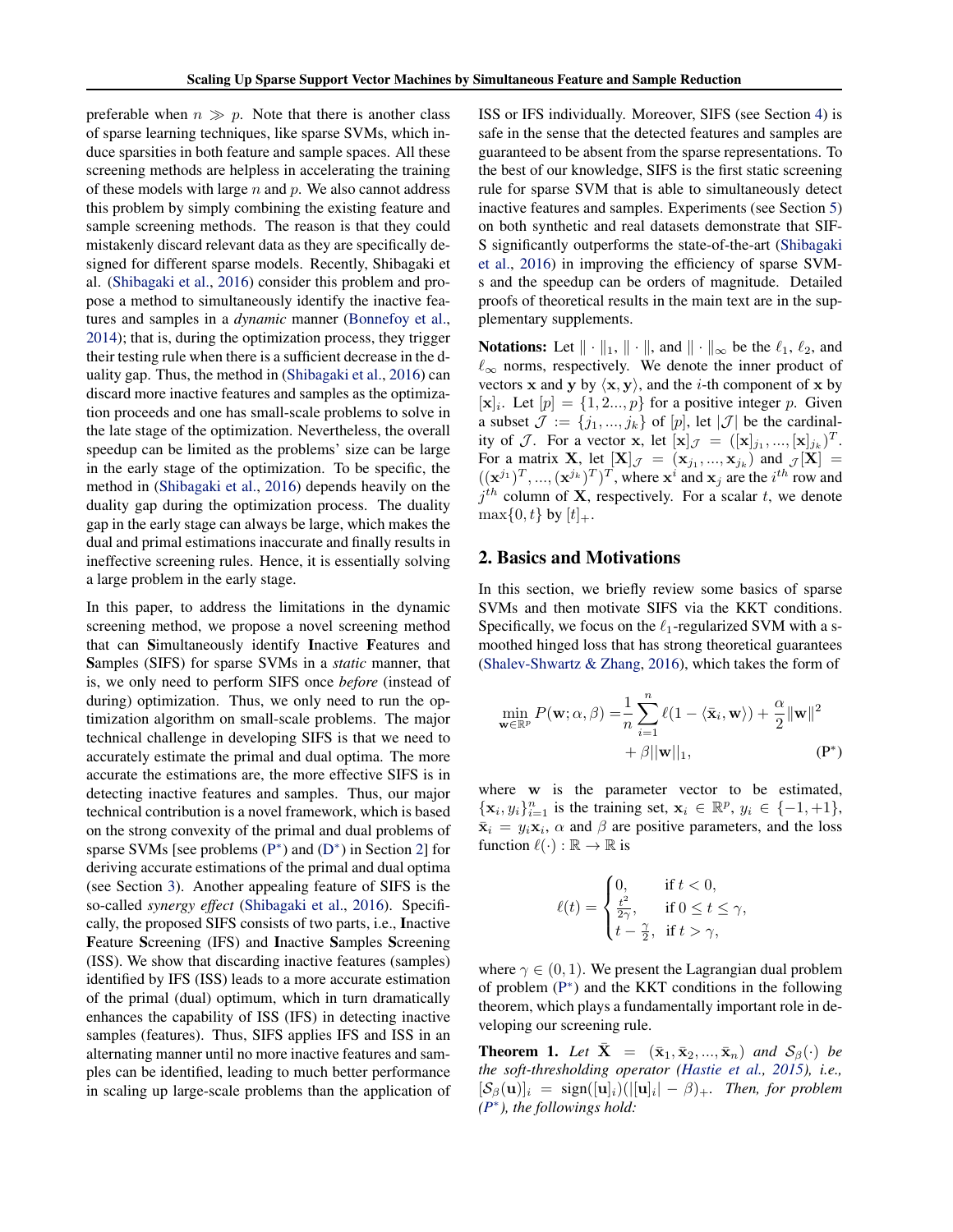preferable when $n \gg p$. Note that there is another class of sparse learning techniques, like sparse SVMs, which induce sparsities in both feature and sample spaces. All these screening methods are helpless in accelerating the training of these models with large $n$ and $p$. We also cannot address this problem by simply combining the existing feature and sample screening methods. The reason is that they could mistakenly discard relevant data as they are specifically designed for different sparse models. Recently, Shibagaki et al. (Shibagaki et al., 2016) consider this problem and propose a method to simultaneously identify the inactive features and samples in a *dynamic* manner (Bonnefoy et al., 2014); that is, during the optimization process, they trigger their testing rule when there is a sufficient decrease in the duality gap. Thus, the method in (Shibagaki et al., 2016) can discard more inactive features and samples as the optimization proceeds and one has small-scale problems to solve in the late stage of the optimization. Nevertheless, the overall speedup can be limited as the problems' size can be large in the early stage of the optimization. To be specific, the method in (Shibagaki et al., 2016) depends heavily on the duality gap during the optimization process. The duality gap in the early stage can always be large, which makes the dual and primal estimations inaccurate and finally results in ineffective screening rules. Hence, it is essentially solving a large problem in the early stage.

In this paper, to address the limitations in the dynamic screening method, we propose a novel screening method that can **S**imultaneously identify **I**nactive **F**eatures and **S**amples (SIFS) for sparse SVMs in a *static* manner, that is, we only need to perform SIFS once *before* (instead of during) optimization. Thus, we only need to run the optimization algorithm on small-scale problems. The major technical challenge in developing SIFS is that we need to accurately estimate the primal and dual optima. The more accurate the estimations are, the more effective SIFS is in detecting inactive features and samples. Thus, our major technical contribution is a novel framework, which is based on the strong convexity of the primal and dual problems of sparse SVMs [see problems (P*) and (D*) in Section 2] for deriving accurate estimations of the primal and dual optima (see Section 3). Another appealing feature of SIFS is the so-called *synergy effect* (Shibagaki et al., 2016). Specifically, the proposed SIFS consists of two parts, i.e., **I**nactive **F**eature **S**creening (IFS) and **I**nactive **S**amples **S**creening (ISS). We show that discarding inactive features (samples) identified by IFS (ISS) leads to a more accurate estimation of the primal (dual) optimum, which in turn dramatically enhances the capability of ISS (IFS) in detecting inactive samples (features). Thus, SIFS applies IFS and ISS in an alternating manner until no more inactive features and samples can be identified, leading to much better performance in scaling up large-scale problems than the application of ISS or IFS individually. Moreover, SIFS (see Section 4) is safe in the sense that the detected features and samples are guaranteed to be absent from the sparse representations. To the best of our knowledge, SIFS is the first static screening rule for sparse SVM that is able to simultaneously detect inactive features and samples. Experiments (see Section 5) on both synthetic and real datasets demonstrate that SIFS significantly outperforms the state-of-the-art (Shibagaki et al., 2016) in improving the efficiency of sparse SVMs and the speedup can be orders of magnitude. Detailed proofs of theoretical results in the main text are in the supplementary supplements.

**Notations:** Let $\|\cdot\|_1$, $\|\cdot\|$, and $\|\cdot\|_\infty$ be the $\ell_1$, $\ell_2$, and $\ell_\infty$ norms, respectively. We denote the inner product of vectors $\mathbf{x}$ and $\mathbf{y}$ by $\langle \mathbf{x}, \mathbf{y} \rangle$, and the $i$-th component of $\mathbf{x}$ by $[\mathbf{x}]_i$. Let $[p] = \{1, 2..., p\}$ for a positive integer $p$. Given a subset $\mathcal{J} := \{j_1, ..., j_k\}$ of $[p]$, let $|\mathcal{J}|$ be the cardinality of $\mathcal{J}$. For a vector $\mathbf{x}$, let $[\mathbf{x}]_{\mathcal{J}} = ([\mathbf{x}]_{j_1}, ..., [\mathbf{x}]_{j_k})^T$. For a matrix $\mathbf{X}$, let $[\mathbf{X}]_{\mathcal{J}} = (\mathbf{x}_{j_1}, ..., \mathbf{x}_{j_k})$ and ${}_{\mathcal{J}}[\mathbf{X}] = ((\mathbf{x}^{j_1})^T, ..., (\mathbf{x}^{j_k})^T)^T$, where $\mathbf{x}^i$ and $\mathbf{x}_j$ are the $i^{th}$ row and $j^{th}$ column of $\mathbf{X}$, respectively. For a scalar $t$, we denote $\max\{0, t\}$ by $[t]_+$.

## 2. Basics and Motivations

In this section, we briefly review some basics of sparse SVMs and then motivate SIFS via the KKT conditions. Specifically, we focus on the $\ell_1$-regularized SVM with a smoothed hinged loss that has strong theoretical guarantees (Shalev-Shwartz & Zhang, 2016), which takes the form of

$$\min_{\mathbf{w} \in \mathbb{R}^p} P(\mathbf{w}; \alpha, \beta) = \frac{1}{n} \sum_{i=1}^{n} \ell(1 - \langle \bar{\mathbf{x}}_i, \mathbf{w} \rangle) + \frac{\alpha}{2} \|\mathbf{w}\|^2 + \beta \|\mathbf{w}\|_1, \tag{P*}$$

where $\mathbf{w}$ is the parameter vector to be estimated, $\{\mathbf{x}_i, y_i\}_{i=1}^n$ is the training set, $\mathbf{x}_i \in \mathbb{R}^p$, $y_i \in \{-1, +1\}$, $\bar{\mathbf{x}}_i = y_i \mathbf{x}_i$, $\alpha$ and $\beta$ are positive parameters, and the loss function $\ell(\cdot) : \mathbb{R} \to \mathbb{R}$ is

$$\ell(t) = \begin{cases} 0, & \text{if } t < 0, \\ \frac{t^2}{2\gamma}, & \text{if } 0 \leq t \leq \gamma, \\ t - \frac{\gamma}{2}, & \text{if } t > \gamma, \end{cases}$$

where $\gamma \in (0, 1)$. We present the Lagrangian dual problem of problem (P*) and the KKT conditions in the following theorem, which plays a fundamentally important role in developing our screening rule.

**Theorem 1.** *Let $\bar{\mathbf{X}} = (\bar{\mathbf{x}}_1, \bar{\mathbf{x}}_2, ..., \bar{\mathbf{x}}_n)$ and $\mathcal{S}_\beta(\cdot)$ be the soft-thresholding operator (Hastie et al., 2015), i.e., $[\mathcal{S}_\beta(\mathbf{u})]_i = \text{sign}([\mathbf{u}]_i)(|[\mathbf{u}]_i| - \beta)_+$. Then, for problem (P*), the followings hold:*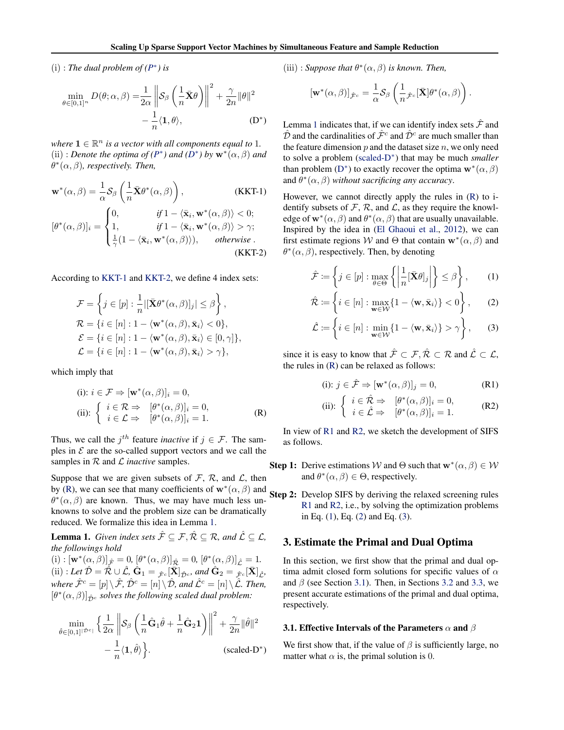(i) : *The dual problem of (P*) is*

$$\min_{\theta\in[0,1]^n} D(\theta;\alpha,\beta) = \frac{1}{2\alpha}\left\|\mathcal{S}_\beta\left(\frac{1}{n}\bar{\mathbf{X}}\theta\right)\right\|^2 + \frac{\gamma}{2n}\|\theta\|^2 - \frac{1}{n}\langle \mathbf{1},\theta\rangle, \tag{D*}$$

*where $\mathbf{1}\in\mathbb{R}^n$ is a vector with all components equal to 1.*
(ii) : *Denote the optima of (P*) and (D*) by $\mathbf{w}^*(\alpha,\beta)$ and $\theta^*(\alpha,\beta)$, respectively. Then,*

$$\mathbf{w}^*(\alpha,\beta) = \frac{1}{\alpha}\mathcal{S}_\beta\left(\frac{1}{n}\bar{\mathbf{X}}\theta^*(\alpha,\beta)\right), \tag{KKT-1}$$

$$[\theta^*(\alpha,\beta)]_i = \begin{cases} 0, & \text{if } 1-\langle\bar{\mathbf{x}}_i,\mathbf{w}^*(\alpha,\beta)\rangle < 0;\\ 1, & \text{if } 1-\langle\bar{\mathbf{x}}_i,\mathbf{w}^*(\alpha,\beta)\rangle > \gamma;\\ \frac{1}{\gamma}(1-\langle\bar{\mathbf{x}}_i,\mathbf{w}^*(\alpha,\beta)\rangle), & \text{otherwise}. \end{cases} \tag{KKT-2}$$

According to KKT-1 and KKT-2, we define 4 index sets:

$$\mathcal{F} = \left\{j\in[p] : \frac{1}{n}|[\bar{\mathbf{X}}\theta^*(\alpha,\beta)]_j| \le \beta\right\},$$
$$\mathcal{R} = \{i\in[n] : 1-\langle\mathbf{w}^*(\alpha,\beta),\bar{\mathbf{x}}_i\rangle < 0\},$$
$$\mathcal{E} = \{i\in[n] : 1-\langle\mathbf{w}^*(\alpha,\beta),\bar{\mathbf{x}}_i\rangle \in [0,\gamma]\},$$
$$\mathcal{L} = \{i\in[n] : 1-\langle\mathbf{w}^*(\alpha,\beta),\bar{\mathbf{x}}_i\rangle > \gamma\},$$

which imply that

$$\text{(i): } i\in\mathcal{F} \Rightarrow [\mathbf{w}^*(\alpha,\beta)]_i = 0,$$
$$\text{(ii): } \begin{cases} i\in\mathcal{R} \Rightarrow & [\theta^*(\alpha,\beta)]_i = 0,\\ i\in\mathcal{L} \Rightarrow & [\theta^*(\alpha,\beta)]_i = 1. \end{cases} \tag{R}$$

Thus, we call the $j^{th}$ feature *inactive* if $j\in\mathcal{F}$. The samples in $\mathcal{E}$ are the so-called support vectors and we call the samples in $\mathcal{R}$ and $\mathcal{L}$ *inactive* samples.

Suppose that we are given subsets of $\mathcal{F}$, $\mathcal{R}$, and $\mathcal{L}$, then by (R), we can see that many coefficients of $\mathbf{w}^*(\alpha,\beta)$ and $\theta^*(\alpha,\beta)$ are known. Thus, we may have much less unknowns to solve and the problem size can be dramatically reduced. We formalize this idea in Lemma 1.

**Lemma 1.** *Given index sets $\hat{\mathcal{F}}\subseteq\mathcal{F}$, $\hat{\mathcal{R}}\subseteq\mathcal{R}$, and $\hat{\mathcal{L}}\subseteq\mathcal{L}$, the followings hold*
(i) : $[\mathbf{w}^*(\alpha,\beta)]_{\hat{\mathcal{F}}} = 0$, $[\theta^*(\alpha,\beta)]_{\hat{\mathcal{R}}} = 0$, $[\theta^*(\alpha,\beta)]_{\hat{\mathcal{L}}} = 1$.
(ii) : *Let $\hat{\mathcal{D}} = \hat{\mathcal{R}}\cup\hat{\mathcal{L}}$, $\hat{\mathbf{G}}_1 = {}_{\hat{\mathcal{F}}^c}[\bar{\mathbf{X}}]_{\hat{\mathcal{D}}^c}$, and $\hat{\mathbf{G}}_2 = {}_{\hat{\mathcal{F}}^c}[\bar{\mathbf{X}}]_{\hat{\mathcal{L}}}$, where $\hat{\mathcal{F}}^c = [p]\setminus\hat{\mathcal{F}}$, $\hat{\mathcal{D}}^c = [n]\setminus\hat{\mathcal{D}}$, and $\hat{\mathcal{L}}^c = [n]\setminus\hat{\mathcal{L}}$. Then, $[\theta^*(\alpha,\beta)]_{\hat{\mathcal{D}}^c}$ solves the following scaled dual problem:*

$$\min_{\hat{\theta}\in[0,1]^{|\hat{\mathcal{D}}^c|}} \left\{\frac{1}{2\alpha}\left\|\mathcal{S}_\beta\left(\frac{1}{n}\hat{\mathbf{G}}_1\hat{\theta} + \frac{1}{n}\hat{\mathbf{G}}_2\mathbf{1}\right)\right\|^2 + \frac{\gamma}{2n}\|\hat{\theta}\|^2 - \frac{1}{n}\langle\mathbf{1},\hat{\theta}\rangle\right\}. \tag{scaled-D*}$$

(iii) : *Suppose that $\theta^*(\alpha,\beta)$ is known. Then,*

$$[\mathbf{w}^*(\alpha,\beta)]_{\hat{\mathcal{F}}^c} = \frac{1}{\alpha}\mathcal{S}_\beta\left(\frac{1}{n}{}_{\hat{\mathcal{F}}^c}[\bar{\mathbf{X}}]\theta^*(\alpha,\beta)\right).$$

Lemma 1 indicates that, if we can identify index sets $\hat{\mathcal{F}}$ and $\hat{\mathcal{D}}$ and the cardinalities of $\hat{\mathcal{F}}^c$ and $\hat{\mathcal{D}}^c$ are much smaller than the feature dimension $p$ and the dataset size $n$, we only need to solve a problem (scaled-D*) that may be much *smaller* than problem (D*) to exactly recover the optima $\mathbf{w}^*(\alpha,\beta)$ and $\theta^*(\alpha,\beta)$ *without sacrificing any accuracy*.

However, we cannot directly apply the rules in (R) to identify subsets of $\mathcal{F}$, $\mathcal{R}$, and $\mathcal{L}$, as they require the knowledge of $\mathbf{w}^*(\alpha,\beta)$ and $\theta^*(\alpha,\beta)$ that are usually unavailable. Inspired by the idea in (El Ghaoui et al., 2012), we can first estimate regions $\mathcal{W}$ and $\Theta$ that contain $\mathbf{w}^*(\alpha,\beta)$ and $\theta^*(\alpha,\beta)$, respectively. Then, by denoting

$$\hat{\mathcal{F}} := \left\{j\in[p] : \max_{\theta\in\Theta}\left\{\left|\frac{1}{n}[\bar{\mathbf{X}}\theta]_j\right|\right\} \le \beta\right\}, \tag{1}$$

$$\hat{\mathcal{R}} := \left\{i\in[n] : \max_{\mathbf{w}\in\mathcal{W}}\{1-\langle\mathbf{w},\bar{\mathbf{x}}_i\rangle\} < 0\right\}, \tag{2}$$

$$\hat{\mathcal{L}} := \left\{i\in[n] : \min_{\mathbf{w}\in\mathcal{W}}\{1-\langle\mathbf{w},\bar{\mathbf{x}}_i\rangle\} > \gamma\right\}, \tag{3}$$

since it is easy to know that $\hat{\mathcal{F}}\subset\mathcal{F}$, $\hat{\mathcal{R}}\subset\mathcal{R}$ and $\hat{\mathcal{L}}\subset\mathcal{L}$, the rules in (R) can be relaxed as follows:

$$\text{(i): } j\in\hat{\mathcal{F}} \Rightarrow [\mathbf{w}^*(\alpha,\beta)]_j = 0, \tag{R1}$$

$$\text{(ii): } \begin{cases} i\in\hat{\mathcal{R}} \Rightarrow & [\theta^*(\alpha,\beta)]_i = 0,\\ i\in\hat{\mathcal{L}} \Rightarrow & [\theta^*(\alpha,\beta)]_i = 1. \end{cases} \tag{R2}$$

In view of R1 and R2, we sketch the development of SIFS as follows.

**Step 1:** Derive estimations $\mathcal{W}$ and $\Theta$ such that $\mathbf{w}^*(\alpha,\beta)\in\mathcal{W}$ and $\theta^*(\alpha,\beta)\in\Theta$, respectively.

**Step 2:** Develop SIFS by deriving the relaxed screening rules R1 and R2, i.e., by solving the optimization problems in Eq. (1), Eq. (2) and Eq. (3).

## 3. Estimate the Primal and Dual Optima

In this section, we first show that the primal and dual optima admit closed form solutions for specific values of $\alpha$ and $\beta$ (see Section 3.1). Then, in Sections 3.2 and 3.3, we present accurate estimations of the primal and dual optima, respectively.

### 3.1. Effective Intervals of the Parameters $\alpha$ and $\beta$

We first show that, if the value of $\beta$ is sufficiently large, no matter what $\alpha$ is, the primal solution is 0.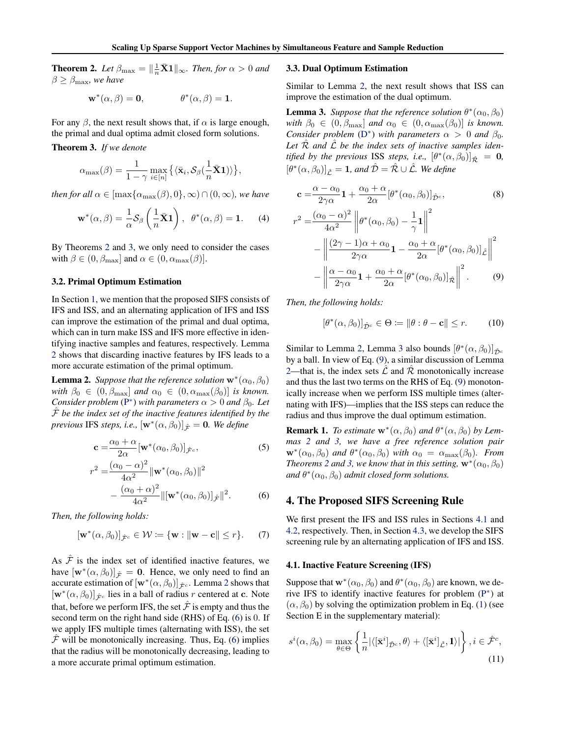**Theorem 2.** *Let $\beta_{\max} = \|\frac{1}{n}\bar{\mathbf{X}}\mathbf{1}\|_\infty$. Then, for $\alpha > 0$ and $\beta \geq \beta_{\max}$, we have*

$$\mathbf{w}^*(\alpha, \beta) = \mathbf{0}, \qquad \theta^*(\alpha, \beta) = \mathbf{1}.$$

For any $\beta$, the next result shows that, if $\alpha$ is large enough, the primal and dual optima admit closed form solutions.

**Theorem 3.** *If we denote*

$$\alpha_{\max}(\beta) = \frac{1}{1-\gamma} \max_{i \in [n]} \left\{ \langle \bar{\mathbf{x}}_i, \mathcal{S}_\beta(\frac{1}{n}\bar{\mathbf{X}}\mathbf{1}) \rangle \right\},$$

*then for all $\alpha \in [\max\{\alpha_{\max}(\beta), 0\}, \infty) \cap (0, \infty)$, we have*

$$\mathbf{w}^*(\alpha, \beta) = \frac{1}{\alpha}\mathcal{S}_\beta\left(\frac{1}{n}\bar{\mathbf{X}}\mathbf{1}\right), \;\; \theta^*(\alpha, \beta) = \mathbf{1}. \tag{4}$$

By Theorems 2 and 3, we only need to consider the cases with $\beta \in (0, \beta_{\max}]$ and $\alpha \in (0, \alpha_{\max}(\beta)]$.

### 3.2. Primal Optimum Estimation

In Section 1, we mention that the proposed SIFS consists of IFS and ISS, and an alternating application of IFS and ISS can improve the estimation of the primal and dual optima, which can in turn make ISS and IFS more effective in identifying inactive samples and features, respectively. Lemma 2 shows that discarding inactive features by IFS leads to a more accurate estimation of the primal optimum.

**Lemma 2.** *Suppose that the reference solution $\mathbf{w}^*(\alpha_0, \beta_0)$ with $\beta_0 \in (0, \beta_{\max}]$ and $\alpha_0 \in (0, \alpha_{\max}(\beta_0)]$ is known. Consider problem (P\*) with parameters $\alpha > 0$ and $\beta_0$. Let $\hat{\mathcal{F}}$ be the index set of the inactive features identified by the previous* IFS *steps, i.e., $[\mathbf{w}^*(\alpha, \beta_0)]_{\hat{\mathcal{F}}} = \mathbf{0}$. We define*

$$\mathbf{c} = \frac{\alpha_0 + \alpha}{2\alpha}[\mathbf{w}^*(\alpha_0, \beta_0)]_{\hat{\mathcal{F}}^c}, \tag{5}$$

$$r^2 = \frac{(\alpha_0 - \alpha)^2}{4\alpha^2}\|\mathbf{w}^*(\alpha_0, \beta_0)\|^2 - \frac{(\alpha_0 + \alpha)^2}{4\alpha^2}\|[\mathbf{w}^*(\alpha_0, \beta_0)]_{\hat{\mathcal{F}}}\|^2. \tag{6}$$

*Then, the following holds:*

$$[\mathbf{w}^*(\alpha, \beta_0)]_{\hat{\mathcal{F}}^c} \in \mathcal{W} := \{\mathbf{w} : \|\mathbf{w} - \mathbf{c}\| \leq r\}. \tag{7}$$

As $\hat{\mathcal{F}}$ is the index set of identified inactive features, we have $[\mathbf{w}^*(\alpha, \beta_0)]_{\hat{\mathcal{F}}} = \mathbf{0}$. Hence, we only need to find an accurate estimation of $[\mathbf{w}^*(\alpha, \beta_0)]_{\hat{\mathcal{F}}^c}$. Lemma 2 shows that $[\mathbf{w}^*(\alpha, \beta_0)]_{\hat{\mathcal{F}}^c}$ lies in a ball of radius $r$ centered at $\mathbf{c}$. Note that, before we perform IFS, the set $\hat{\mathcal{F}}$ is empty and thus the second term on the right hand side (RHS) of Eq. (6) is 0. If we apply IFS multiple times (alternating with ISS), the set $\hat{\mathcal{F}}$ will be monotonically increasing. Thus, Eq. (6) implies that the radius will be monotonically decreasing, leading to a more accurate primal optimum estimation.

### 3.3. Dual Optimum Estimation

Similar to Lemma 2, the next result shows that ISS can improve the estimation of the dual optimum.

**Lemma 3.** *Suppose that the reference solution $\theta^*(\alpha_0, \beta_0)$ with $\beta_0 \in (0, \beta_{\max}]$ and $\alpha_0 \in (0, \alpha_{\max}(\beta_0)]$ is known. Consider problem (D\*) with parameters $\alpha > 0$ and $\beta_0$. Let $\hat{\mathcal{R}}$ and $\hat{\mathcal{L}}$ be the index sets of inactive samples identified by the previous* ISS *steps, i.e., $[\theta^*(\alpha, \beta_0)]_{\hat{\mathcal{R}}} = \mathbf{0}$, $[\theta^*(\alpha, \beta_0)]_{\hat{\mathcal{L}}} = \mathbf{1}$, and $\hat{\mathcal{D}} = \hat{\mathcal{R}} \cup \hat{\mathcal{L}}$. We define*

$$\mathbf{c} = \frac{\alpha - \alpha_0}{2\gamma\alpha}\mathbf{1} + \frac{\alpha_0 + \alpha}{2\alpha}[\theta^*(\alpha_0, \beta_0)]_{\hat{\mathcal{D}}^c}, \tag{8}$$

$$\begin{aligned} r^2 = &\frac{(\alpha_0 - \alpha)^2}{4\alpha^2}\left\|\theta^*(\alpha_0, \beta_0) - \frac{1}{\gamma}\mathbf{1}\right\|^2 \\ &- \left\|\frac{(2\gamma - 1)\alpha + \alpha_0}{2\gamma\alpha}\mathbf{1} - \frac{\alpha_0 + \alpha}{2\alpha}[\theta^*(\alpha_0, \beta_0)]_{\hat{\mathcal{L}}}\right\|^2 \\ &- \left\|\frac{\alpha - \alpha_0}{2\gamma\alpha}\mathbf{1} + \frac{\alpha_0 + \alpha}{2\alpha}[\theta^*(\alpha_0, \beta_0)]_{\hat{\mathcal{R}}}\right\|^2. \end{aligned} \tag{9}$$

*Then, the following holds:*

$$[\theta^*(\alpha, \beta_0)]_{\hat{\mathcal{D}}^c} \in \Theta := \|\theta : \theta - \mathbf{c}\| \leq r. \tag{10}$$

Similar to Lemma 2, Lemma 3 also bounds $[\theta^*(\alpha, \beta_0)]_{\hat{\mathcal{D}}^c}$ by a ball. In view of Eq. (9), a similar discussion of Lemma 2—that is, the index sets $\hat{\mathcal{L}}$ and $\hat{\mathcal{R}}$ monotonically increase and thus the last two terms on the RHS of Eq. (9) monotonically increase when we perform ISS multiple times (alternating with IFS)—implies that the ISS steps can reduce the radius and thus improve the dual optimum estimation.

**Remark 1.** *To estimate $\mathbf{w}^*(\alpha, \beta_0)$ and $\theta^*(\alpha, \beta_0)$ by Lemmas 2 and 3, we have a free reference solution pair $\mathbf{w}^*(\alpha_0, \beta_0)$ and $\theta^*(\alpha_0, \beta_0)$ with $\alpha_0 = \alpha_{\max}(\beta_0)$. From Theorems 2 and 3, we know that in this setting, $\mathbf{w}^*(\alpha_0, \beta_0)$ and $\theta^*(\alpha_0, \beta_0)$ admit closed form solutions.*

## 4. The Proposed SIFS Screening Rule

We first present the IFS and ISS rules in Sections 4.1 and 4.2, respectively. Then, in Section 4.3, we develop the SIFS screening rule by an alternating application of IFS and ISS.

### 4.1. Inactive Feature Screening (IFS)

Suppose that $\mathbf{w}^*(\alpha_0, \beta_0)$ and $\theta^*(\alpha_0, \beta_0)$ are known, we derive IFS to identify inactive features for problem (P\*) at $(\alpha, \beta_0)$ by solving the optimization problem in Eq. (1) (see Section E in the supplementary material):

$$s^i(\alpha, \beta_0) = \max_{\theta \in \Theta}\left\{\frac{1}{n}|\langle[\bar{\mathbf{x}}^i]_{\hat{\mathcal{D}}^c}, \theta\rangle + \langle[\bar{\mathbf{x}}^i]_{\hat{\mathcal{L}}}, \mathbf{1}\rangle|\right\}, i \in \hat{\mathcal{F}}^c, \tag{11}$$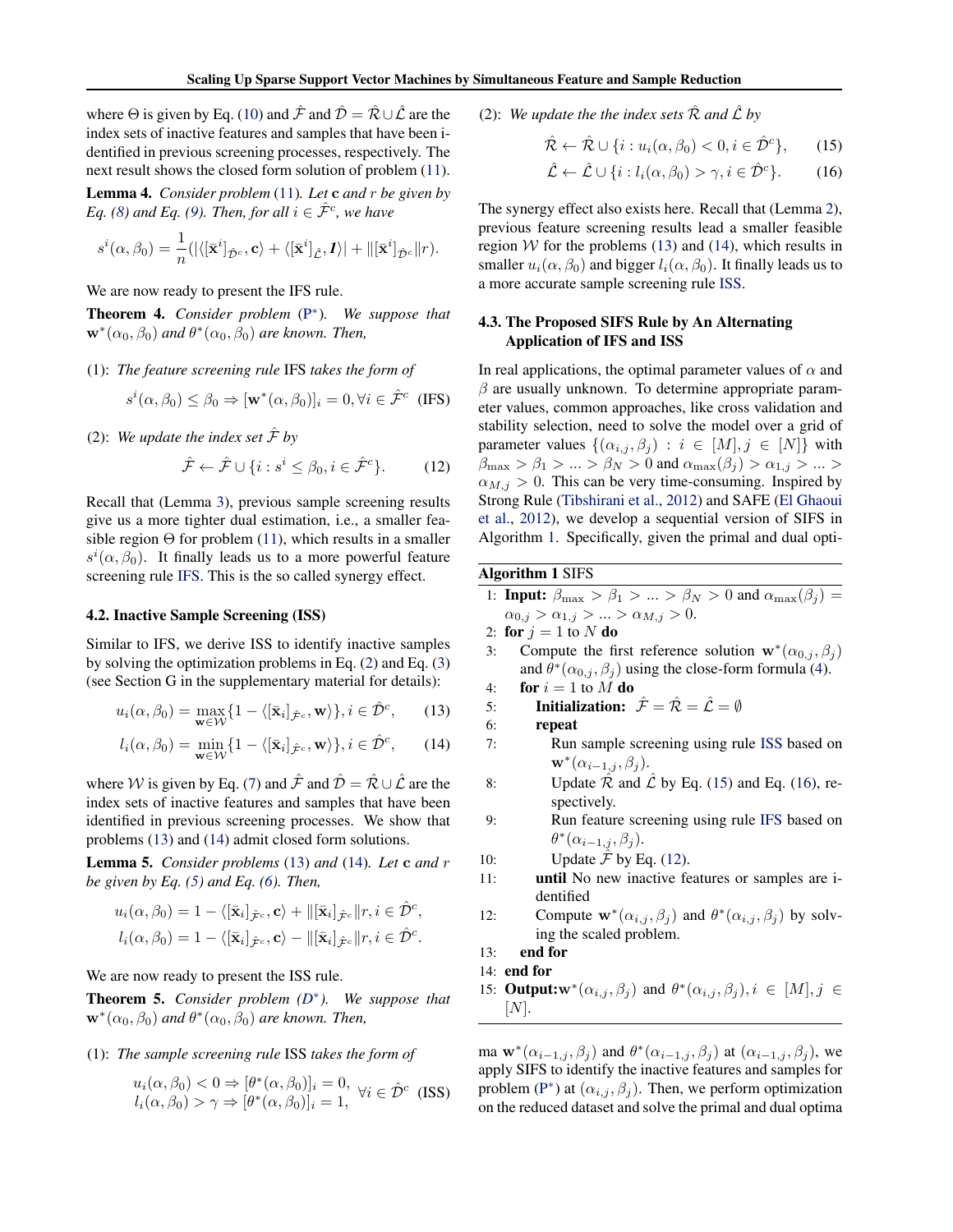where $\Theta$ is given by Eq. (10) and $\hat{\mathcal{F}}$ and $\hat{\mathcal{D}} = \hat{\mathcal{R}} \cup \hat{\mathcal{L}}$ are the index sets of inactive features and samples that have been identified in previous screening processes, respectively. The next result shows the closed form solution of problem (11).

**Lemma 4.** *Consider problem* (11)*. Let* $\mathbf{c}$ *and* $r$ *be given by Eq. (8) and Eq. (9). Then, for all* $i \in \hat{\mathcal{F}}^c$*, we have*

$$s^i(\alpha, \beta_0) = \frac{1}{n}(|\langle [\bar{\mathbf{x}}^i]_{\hat{\mathcal{D}}^c}, \mathbf{c}\rangle + \langle [\bar{\mathbf{x}}^i]_{\hat{\mathcal{L}}}, \mathbf{1}\rangle| + \|[\bar{\mathbf{x}}^i]_{\hat{\mathcal{D}}^c}\| r).$$

We are now ready to present the IFS rule.

**Theorem 4.** *Consider problem* (P*)*. We suppose that* $\mathbf{w}^*(\alpha_0, \beta_0)$ *and* $\theta^*(\alpha_0, \beta_0)$ *are known. Then,*

(1): *The feature screening rule* IFS *takes the form of*

$$s^i(\alpha, \beta_0) \leq \beta_0 \Rightarrow [\mathbf{w}^*(\alpha, \beta_0)]_i = 0, \forall i \in \hat{\mathcal{F}}^c \quad \text{(IFS)}$$

(2): *We update the index set* $\hat{\mathcal{F}}$ *by*

$$\hat{\mathcal{F}} \leftarrow \hat{\mathcal{F}} \cup \{i : s^i \leq \beta_0, i \in \hat{\mathcal{F}}^c\}. \qquad (12)$$

Recall that (Lemma 3), previous sample screening results give us a more tighter dual estimation, i.e., a smaller feasible region $\Theta$ for problem (11), which results in a smaller $s^i(\alpha, \beta_0)$. It finally leads us to a more powerful feature screening rule IFS. This is the so called synergy effect.

### 4.2. Inactive Sample Screening (ISS)

Similar to IFS, we derive ISS to identify inactive samples by solving the optimization problems in Eq. (2) and Eq. (3) (see Section G in the supplementary material for details):

$$u_i(\alpha, \beta_0) = \max_{\mathbf{w} \in \mathcal{W}} \{1 - \langle [\bar{\mathbf{x}}_i]_{\hat{\mathcal{F}}^c}, \mathbf{w}\rangle\}, i \in \hat{\mathcal{D}}^c, \qquad (13)$$

$$l_i(\alpha, \beta_0) = \min_{\mathbf{w} \in \mathcal{W}} \{1 - \langle [\bar{\mathbf{x}}_i]_{\hat{\mathcal{F}}^c}, \mathbf{w}\rangle\}, i \in \hat{\mathcal{D}}^c, \qquad (14)$$

where $\mathcal{W}$ is given by Eq. (7) and $\hat{\mathcal{F}}$ and $\hat{\mathcal{D}} = \hat{\mathcal{R}} \cup \hat{\mathcal{L}}$ are the index sets of inactive features and samples that have been identified in previous screening processes. We show that problems (13) and (14) admit closed form solutions.

**Lemma 5.** *Consider problems* (13) *and* (14)*. Let* $\mathbf{c}$ *and* $r$ *be given by Eq. (5) and Eq. (6). Then,*

$$u_i(\alpha, \beta_0) = 1 - \langle [\bar{\mathbf{x}}_i]_{\hat{\mathcal{F}}^c}, \mathbf{c}\rangle + \|[\bar{\mathbf{x}}_i]_{\hat{\mathcal{F}}^c}\| r, i \in \hat{\mathcal{D}}^c,$$
$$l_i(\alpha, \beta_0) = 1 - \langle [\bar{\mathbf{x}}_i]_{\hat{\mathcal{F}}^c}, \mathbf{c}\rangle - \|[\bar{\mathbf{x}}_i]_{\hat{\mathcal{F}}^c}\| r, i \in \hat{\mathcal{D}}^c.$$

We are now ready to present the ISS rule.

**Theorem 5.** *Consider problem (D*). We suppose that* $\mathbf{w}^*(\alpha_0, \beta_0)$ *and* $\theta^*(\alpha_0, \beta_0)$ *are known. Then,*

(1): *The sample screening rule* ISS *takes the form of*

$$\begin{matrix} u_i(\alpha, \beta_0) < 0 \Rightarrow [\theta^*(\alpha, \beta_0)]_i = 0, \\ l_i(\alpha, \beta_0) > \gamma \Rightarrow [\theta^*(\alpha, \beta_0)]_i = 1, \end{matrix} \ \forall i \in \hat{\mathcal{D}}^c \quad \text{(ISS)}$$

(2): *We update the the index sets* $\hat{\mathcal{R}}$ *and* $\hat{\mathcal{L}}$ *by*

$$\hat{\mathcal{R}} \leftarrow \hat{\mathcal{R}} \cup \{i : u_i(\alpha, \beta_0) < 0, i \in \hat{\mathcal{D}}^c\}, \qquad (15)$$

$$\hat{\mathcal{L}} \leftarrow \hat{\mathcal{L}} \cup \{i : l_i(\alpha, \beta_0) > \gamma, i \in \hat{\mathcal{D}}^c\}. \qquad (16)$$

The synergy effect also exists here. Recall that (Lemma 2), previous feature screening results lead a smaller feasible region $\mathcal{W}$ for the problems (13) and (14), which results in smaller $u_i(\alpha, \beta_0)$ and bigger $l_i(\alpha, \beta_0)$. It finally leads us to a more accurate sample screening rule ISS.

### 4.3. The Proposed SIFS Rule by An Alternating Application of IFS and ISS

In real applications, the optimal parameter values of $\alpha$ and $\beta$ are usually unknown. To determine appropriate parameter values, common approaches, like cross validation and stability selection, need to solve the model over a grid of parameter values $\{(\alpha_{i,j}, \beta_j) : i \in [M], j \in [N]\}$ with $\beta_{\max} > \beta_1 > ... > \beta_N > 0$ and $\alpha_{\max}(\beta_j) > \alpha_{1,j} > ... > \alpha_{M,j} > 0$. This can be very time-consuming. Inspired by Strong Rule (Tibshirani et al., 2012) and SAFE (El Ghaoui et al., 2012), we develop a sequential version of SIFS in Algorithm 1. Specifically, given the primal and dual optima $\mathbf{w}^*(\alpha_{i-1,j}, \beta_j)$ and $\theta^*(\alpha_{i-1,j}, \beta_j)$ at $(\alpha_{i-1,j}, \beta_j)$, we apply SIFS to identify the inactive features and samples for problem (P*) at $(\alpha_{i,j}, \beta_j)$. Then, we perform optimization on the reduced dataset and solve the primal and dual optima

**Algorithm 1** SIFS

1: **Input:** $\beta_{\max} > \beta_1 > ... > \beta_N > 0$ and $\alpha_{\max}(\beta_j) = \alpha_{0,j} > \alpha_{1,j} > ... > \alpha_{M,j} > 0$.
2: **for** $j = 1$ to $N$ **do**
3: Compute the first reference solution $\mathbf{w}^*(\alpha_{0,j}, \beta_j)$ and $\theta^*(\alpha_{0,j}, \beta_j)$ using the close-form formula (4).
4: **for** $i = 1$ to $M$ **do**
5: **Initialization:** $\hat{\mathcal{F}} = \hat{\mathcal{R}} = \hat{\mathcal{L}} = \emptyset$
6: **repeat**
7: Run sample screening using rule ISS based on $\mathbf{w}^*(\alpha_{i-1,j}, \beta_j)$.
8: Update $\hat{\mathcal{R}}$ and $\hat{\mathcal{L}}$ by Eq. (15) and Eq. (16), respectively.
9: Run feature screening using rule IFS based on $\theta^*(\alpha_{i-1,j}, \beta_j)$.
10: Update $\hat{\mathcal{F}}$ by Eq. (12).
11: **until** No new inactive features or samples are identified
12: Compute $\mathbf{w}^*(\alpha_{i,j}, \beta_j)$ and $\theta^*(\alpha_{i,j}, \beta_j)$ by solving the scaled problem.
13: **end for**
14: **end for**
15: **Output:** $\mathbf{w}^*(\alpha_{i,j}, \beta_j)$ and $\theta^*(\alpha_{i,j}, \beta_j), i \in [M], j \in [N]$.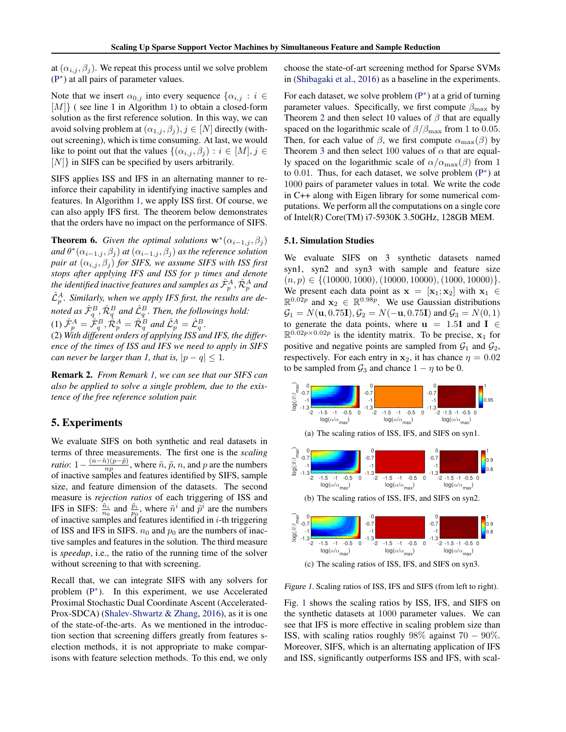at $(\alpha_{i,j}, \beta_j)$. We repeat this process until we solve problem (P*) at all pairs of parameter values.

Note that we insert $\alpha_{0,j}$ into every sequence $\{\alpha_{i,j} : i \in [M]\}$ ( see line 1 in Algorithm 1) to obtain a closed-form solution as the first reference solution. In this way, we can avoid solving problem at $(\alpha_{1,j}, \beta_j), j \in [N]$ directly (without screening), which is time consuming. At last, we would like to point out that the values $\{(\alpha_{i,j}, \beta_j) : i \in [M], j \in [N]\}$ in SIFS can be specified by users arbitrarily.

SIFS applies ISS and IFS in an alternating manner to reinforce their capability in identifying inactive samples and features. In Algorithm 1, we apply ISS first. Of course, we can also apply IFS first. The theorem below demonstrates that the orders have no impact on the performance of SIFS.

**Theorem 6.** *Given the optimal solutions $\mathbf{w}^*(\alpha_{i-1,j}, \beta_j)$ and $\theta^*(\alpha_{i-1,j}, \beta_j)$ at $(\alpha_{i-1,j}, \beta_j)$ as the reference solution pair at $(\alpha_{i,j}, \beta_j)$ for SIFS, we assume SIFS with ISS first stops after applying IFS and ISS for $p$ times and denote the identified inactive features and samples as $\hat{\mathcal{F}}_p^A, \hat{\mathcal{R}}_p^A$ and $\hat{\mathcal{L}}_p^A$. Similarly, when we apply IFS first, the results are denoted as $\hat{\mathcal{F}}_q^B, \hat{\mathcal{R}}_q^B$ and $\hat{\mathcal{L}}_q^B$. Then, the followings hold:*
*(1) $\hat{\mathcal{F}}_p^A = \hat{\mathcal{F}}_q^B, \hat{\mathcal{R}}_p^A = \hat{\mathcal{R}}_q^B$ and $\hat{\mathcal{L}}_p^A = \hat{\mathcal{L}}_q^B$.*
*(2) With different orders of applying ISS and IFS, the difference of the times of ISS and IFS we need to apply in SIFS can never be larger than 1, that is, $|p - q| \leq 1$.*

**Remark 2.** *From Remark 1, we can see that our SIFS can also be applied to solve a single problem, due to the existence of the free reference solution pair.*

# 5. Experiments

We evaluate SIFS on both synthetic and real datasets in terms of three measurements. The first one is the *scaling ratio*: $1 - \frac{(n-\tilde{n})(p-\tilde{p})}{np}$, where $\tilde{n}$, $\tilde{p}$, $n$, and $p$ are the numbers of inactive samples and features identified by SIFS, sample size, and feature dimension of the datasets. The second measure is *rejection ratios* of each triggering of ISS and IFS in SIFS: $\frac{\tilde{n}_i}{n_0}$ and $\frac{\tilde{p}_i}{p_0}$, where $\tilde{n}^i$ and $\tilde{p}^i$ are the numbers of inactive samples and features identified in $i$-th triggering of ISS and IFS in SIFS. $n_0$ and $p_0$ are the numbers of inactive samples and features in the solution. The third measure is *speedup*, i.e., the ratio of the running time of the solver without screening to that with screening.

Recall that, we can integrate SIFS with any solvers for problem (P*). In this experiment, we use Accelerated Proximal Stochastic Dual Coordinate Ascent (Accelerated-Prox-SDCA) (Shalev-Shwartz & Zhang, 2016), as it is one of the state-of-the-arts. As we mentioned in the introduction section that screening differs greatly from features selection methods, it is not appropriate to make comparisons with feature selection methods. To this end, we only choose the state-of-art screening method for Sparse SVMs in (Shibagaki et al., 2016) as a baseline in the experiments.

For each dataset, we solve problem (P*) at a grid of turning parameter values. Specifically, we first compute $\beta_{\max}$ by Theorem 2 and then select 10 values of $\beta$ that are equally spaced on the logarithmic scale of $\beta/\beta_{\max}$ from 1 to 0.05. Then, for each value of $\beta$, we first compute $\alpha_{\max}(\beta)$ by Theorem 3 and then select 100 values of $\alpha$ that are equally spaced on the logarithmic scale of $\alpha/\alpha_{\max}(\beta)$ from 1 to 0.01. Thus, for each dataset, we solve problem (P*) at 1000 pairs of parameter values in total. We write the code in C++ along with Eigen library for some numerical computations. We perform all the computations on a single core of Intel(R) Core(TM) i7-5930K 3.50GHz, 128GB MEM.

## 5.1. Simulation Studies

We evaluate SIFS on 3 synthetic datasets named syn1, syn2 and syn3 with sample and feature size $(n, p) \in \{(10000, 1000), (10000, 10000), (1000, 10000)\}$. We present each data point as $\mathbf{x} = [\mathbf{x}_1; \mathbf{x}_2]$ with $\mathbf{x}_1 \in \mathbb{R}^{0.02p}$ and $\mathbf{x}_2 \in \mathbb{R}^{0.98p}$. We use Gaussian distributions $\mathcal{G}_1 = N(\mathbf{u}, 0.75\mathbf{I}), \mathcal{G}_2 = N(-\mathbf{u}, 0.75\mathbf{I})$ and $\mathcal{G}_3 = N(0, 1)$ to generate the data points, where $\mathbf{u} = 1.5\mathbf{1}$ and $\mathbf{I} \in \mathbb{R}^{0.02p \times 0.02p}$ is the identity matrix. To be precise, $\mathbf{x}_1$ for positive and negative points are sampled from $\mathcal{G}_1$ and $\mathcal{G}_2$, respectively. For each entry in $\mathbf{x}_2$, it has chance $\eta = 0.02$ to be sampled from $\mathcal{G}_3$ and chance $1 - \eta$ to be 0.

(a) The scaling ratios of ISS, IFS, and SIFS on syn1.

(b) The scaling ratios of ISS, IFS, and SIFS on syn2.

(c) The scaling ratios of ISS, IFS, and SIFS on syn3.

*Figure 1.* Scaling ratios of ISS, IFS and SIFS (from left to right).

Fig. 1 shows the scaling ratios by ISS, IFS, and SIFS on the synthetic datasets at 1000 parameter values. We can see that IFS is more effective in scaling problem size than ISS, with scaling ratios roughly 98% against 70 − 90%. Moreover, SIFS, which is an alternating application of IFS and ISS, significantly outperforms ISS and IFS, with scal-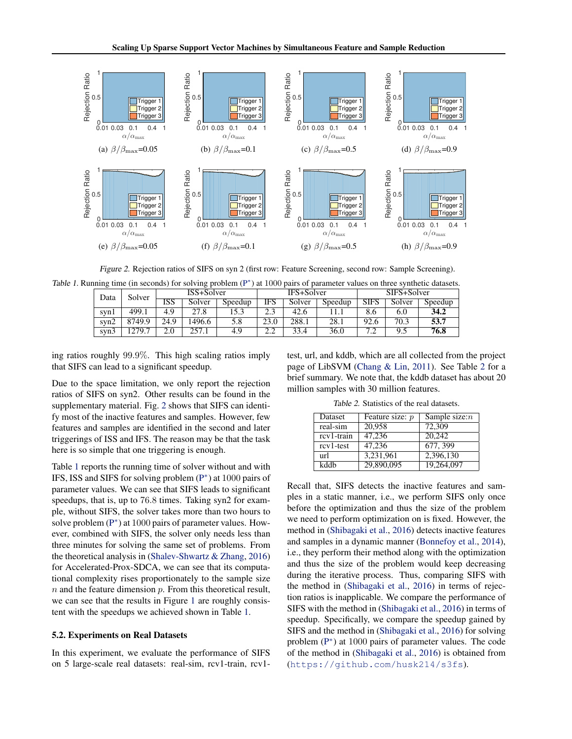Figure 2. Rejection ratios of SIFS on syn 2 (first row: Feature Screening, second row: Sample Screening).

(a) $\beta/\beta_{\max}$=0.05 (b) $\beta/\beta_{\max}$=0.1 (c) $\beta/\beta_{\max}$=0.5 (d) $\beta/\beta_{\max}$=0.9

(e) $\beta/\beta_{\max}$=0.05 (f) $\beta/\beta_{\max}$=0.1 (g) $\beta/\beta_{\max}$=0.5 (h) $\beta/\beta_{\max}$=0.9

Table 1. Running time (in seconds) for solving problem (P*) at 1000 pairs of parameter values on three synthetic datasets.

| Data | Solver | ISS+Solver | | | IFS+Solver | | | SIFS+Solver | | |
|---|---|---|---|---|---|---|---|---|---|---|
| | | ISS | Solver | Speedup | IFS | Solver | Speedup | SIFS | Solver | Speedup |
| syn1 | 499.1 | 4.9 | 27.8 | 15.3 | 2.3 | 42.6 | 11.1 | 8.6 | 6.0 | **34.2** |
| syn2 | 8749.9 | 24.9 | 1496.6 | 5.8 | 23.0 | 288.1 | 28.1 | 92.6 | 70.3 | **53.7** |
| syn3 | 1279.7 | 2.0 | 257.1 | 4.9 | 2.2 | 33.4 | 36.0 | 7.2 | 9.5 | **76.8** |

ing ratios roughly 99.9%. This high scaling ratios imply that SIFS can lead to a significant speedup.

Due to the space limitation, we only report the rejection ratios of SIFS on syn2. Other results can be found in the supplementary material. Fig. 2 shows that SIFS can identify most of the inactive features and samples. However, few features and samples are identified in the second and later triggerings of ISS and IFS. The reason may be that the task here is so simple that one triggering is enough.

Table 1 reports the running time of solver without and with IFS, ISS and SIFS for solving problem (P*) at 1000 pairs of parameter values. We can see that SIFS leads to significant speedups, that is, up to 76.8 times. Taking syn2 for example, without SIFS, the solver takes more than two hours to solve problem (P*) at 1000 pairs of parameter values. However, combined with SIFS, the solver only needs less than three minutes for solving the same set of problems. From the theoretical analysis in (Shalev-Shwartz & Zhang, 2016) for Accelerated-Prox-SDCA, we can see that its computational complexity rises proportionately to the sample size $n$ and the feature dimension $p$. From this theoretical result, we can see that the results in Figure 1 are roughly consistent with the speedups we achieved shown in Table 1.

## 5.2. Experiments on Real Datasets

In this experiment, we evaluate the performance of SIFS on 5 large-scale real datasets: real-sim, rcv1-train, rcv1-test, url, and kddb, which are all collected from the project page of LibSVM (Chang & Lin, 2011). See Table 2 for a brief summary. We note that, the kddb dataset has about 20 million samples with 30 million features.

Table 2. Statistics of the real datasets.

| Dataset | Feature size: $p$ | Sample size:$n$ |
|---|---|---|
| real-sim | 20,958 | 72,309 |
| rcv1-train | 47,236 | 20,242 |
| rcv1-test | 47,236 | 677, 399 |
| url | 3,231,961 | 2,396,130 |
| kddb | 29,890,095 | 19,264,097 |

Recall that, SIFS detects the inactive features and samples in a static manner, i.e., we perform SIFS only once before the optimization and thus the size of the problem we need to perform optimization on is fixed. However, the method in (Shibagaki et al., 2016) detects inactive features and samples in a dynamic manner (Bonnefoy et al., 2014), i.e., they perform their method along with the optimization and thus the size of the problem would keep decreasing during the iterative process. Thus, comparing SIFS with the method in (Shibagaki et al., 2016) in terms of rejection ratios is inapplicable. We compare the performance of SIFS with the method in (Shibagaki et al., 2016) in terms of speedup. Specifically, we compare the speedup gained by SIFS and the method in (Shibagaki et al., 2016) for solving problem (P*) at 1000 pairs of parameter values. The code of the method in (Shibagaki et al., 2016) is obtained from (https://github.com/husk214/s3fs).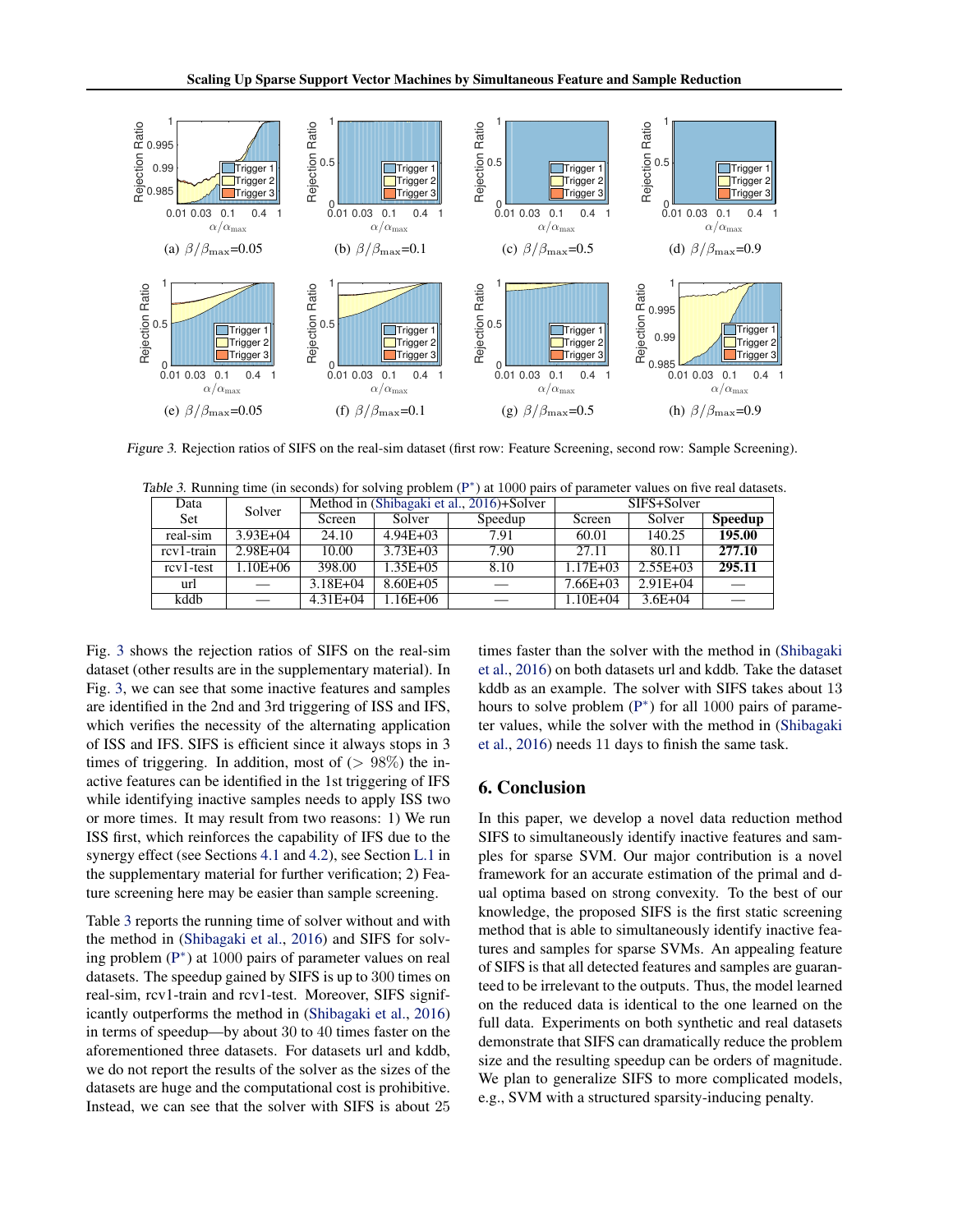(a) $\beta/\beta_{\max}$=0.05 (b) $\beta/\beta_{\max}$=0.1 (c) $\beta/\beta_{\max}$=0.5 (d) $\beta/\beta_{\max}$=0.9

(e) $\beta/\beta_{\max}$=0.05 (f) $\beta/\beta_{\max}$=0.1 (g) $\beta/\beta_{\max}$=0.5 (h) $\beta/\beta_{\max}$=0.9

*Figure 3.* Rejection ratios of SIFS on the real-sim dataset (first row: Feature Screening, second row: Sample Screening).

*Table 3.* Running time (in seconds) for solving problem (P$^*$) at 1000 pairs of parameter values on five real datasets.

| Data Set | Solver | Method in (Shibagaki et al., 2016)+Solver | | | SIFS+Solver | | |
|---|---|---|---|---|---|---|---|
| | | Screen | Solver | Speedup | Screen | Solver | **Speedup** |
| real-sim | 3.93E+04 | 24.10 | 4.94E+03 | 7.91 | 60.01 | 140.25 | **195.00** |
| rcv1-train | 2.98E+04 | 10.00 | 3.73E+03 | 7.90 | 27.11 | 80.11 | **277.10** |
| rcv1-test | 1.10E+06 | 398.00 | 1.35E+05 | 8.10 | 1.17E+03 | 2.55E+03 | **295.11** |
| url | — | 3.18E+04 | 8.60E+05 | — | 7.66E+03 | 2.91E+04 | — |
| kddb | — | 4.31E+04 | 1.16E+06 | — | 1.10E+04 | 3.6E+04 | — |

Fig. 3 shows the rejection ratios of SIFS on the real-sim dataset (other results are in the supplementary material). In Fig. 3, we can see that some inactive features and samples are identified in the 2nd and 3rd triggering of ISS and IFS, which verifies the necessity of the alternating application of ISS and IFS. SIFS is efficient since it always stops in 3 times of triggering. In addition, most of ($> 98\%$) the inactive features can be identified in the 1st triggering of IFS while identifying inactive samples needs to apply ISS two or more times. It may result from two reasons: 1) We run ISS first, which reinforces the capability of IFS due to the synergy effect (see Sections 4.1 and 4.2), see Section L.1 in the supplementary material for further verification; 2) Feature screening here may be easier than sample screening.

Table 3 reports the running time of solver without and with the method in (Shibagaki et al., 2016) and SIFS for solving problem (P$^*$) at 1000 pairs of parameter values on real datasets. The speedup gained by SIFS is up to 300 times on real-sim, rcv1-train and rcv1-test. Moreover, SIFS significantly outperforms the method in (Shibagaki et al., 2016) in terms of speedup—by about 30 to 40 times faster on the aforementioned three datasets. For datasets url and kddb, we do not report the results of the solver as the sizes of the datasets are huge and the computational cost is prohibitive. Instead, we can see that the solver with SIFS is about 25 times faster than the solver with the method in (Shibagaki et al., 2016) on both datasets url and kddb. Take the dataset kddb as an example. The solver with SIFS takes about 13 hours to solve problem (P$^*$) for all 1000 pairs of parameter values, while the solver with the method in (Shibagaki et al., 2016) needs 11 days to finish the same task.

## 6. Conclusion

In this paper, we develop a novel data reduction method SIFS to simultaneously identify inactive features and samples for sparse SVM. Our major contribution is a novel framework for an accurate estimation of the primal and dual optima based on strong convexity. To the best of our knowledge, the proposed SIFS is the first static screening method that is able to simultaneously identify inactive features and samples for sparse SVMs. An appealing feature of SIFS is that all detected features and samples are guaranteed to be irrelevant to the outputs. Thus, the model learned on the reduced data is identical to the one learned on the full data. Experiments on both synthetic and real datasets demonstrate that SIFS can dramatically reduce the problem size and the resulting speedup can be orders of magnitude. We plan to generalize SIFS to more complicated models, e.g., SVM with a structured sparsity-inducing penalty.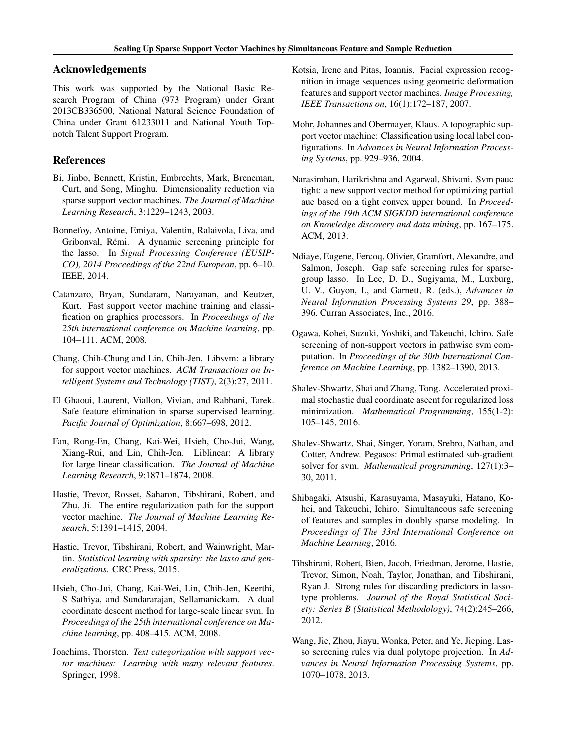## Acknowledgements

This work was supported by the National Basic Research Program of China (973 Program) under Grant 2013CB336500, National Natural Science Foundation of China under Grant 61233011 and National Youth Top-notch Talent Support Program.

## References

Bi, Jinbo, Bennett, Kristin, Embrechts, Mark, Breneman, Curt, and Song, Minghu. Dimensionality reduction via sparse support vector machines. *The Journal of Machine Learning Research*, 3:1229–1243, 2003.

Bonnefoy, Antoine, Emiya, Valentin, Ralaivola, Liva, and Gribonval, Rémi. A dynamic screening principle for the lasso. In *Signal Processing Conference (EUSIPCO), 2014 Proceedings of the 22nd European*, pp. 6–10. IEEE, 2014.

Catanzaro, Bryan, Sundaram, Narayanan, and Keutzer, Kurt. Fast support vector machine training and classification on graphics processors. In *Proceedings of the 25th international conference on Machine learning*, pp. 104–111. ACM, 2008.

Chang, Chih-Chung and Lin, Chih-Jen. Libsvm: a library for support vector machines. *ACM Transactions on Intelligent Systems and Technology (TIST)*, 2(3):27, 2011.

El Ghaoui, Laurent, Viallon, Vivian, and Rabbani, Tarek. Safe feature elimination in sparse supervised learning. *Pacific Journal of Optimization*, 8:667–698, 2012.

Fan, Rong-En, Chang, Kai-Wei, Hsieh, Cho-Jui, Wang, Xiang-Rui, and Lin, Chih-Jen. Liblinear: A library for large linear classification. *The Journal of Machine Learning Research*, 9:1871–1874, 2008.

Hastie, Trevor, Rosset, Saharon, Tibshirani, Robert, and Zhu, Ji. The entire regularization path for the support vector machine. *The Journal of Machine Learning Research*, 5:1391–1415, 2004.

Hastie, Trevor, Tibshirani, Robert, and Wainwright, Martin. *Statistical learning with sparsity: the lasso and generalizations*. CRC Press, 2015.

Hsieh, Cho-Jui, Chang, Kai-Wei, Lin, Chih-Jen, Keerthi, S Sathiya, and Sundararajan, Sellamanickam. A dual coordinate descent method for large-scale linear svm. In *Proceedings of the 25th international conference on Machine learning*, pp. 408–415. ACM, 2008.

Joachims, Thorsten. *Text categorization with support vector machines: Learning with many relevant features*. Springer, 1998.

Kotsia, Irene and Pitas, Ioannis. Facial expression recognition in image sequences using geometric deformation features and support vector machines. *Image Processing, IEEE Transactions on*, 16(1):172–187, 2007.

Mohr, Johannes and Obermayer, Klaus. A topographic support vector machine: Classification using local label configurations. In *Advances in Neural Information Processing Systems*, pp. 929–936, 2004.

Narasimhan, Harikrishna and Agarwal, Shivani. Svm pauc tight: a new support vector method for optimizing partial auc based on a tight convex upper bound. In *Proceedings of the 19th ACM SIGKDD international conference on Knowledge discovery and data mining*, pp. 167–175. ACM, 2013.

Ndiaye, Eugene, Fercoq, Olivier, Gramfort, Alexandre, and Salmon, Joseph. Gap safe screening rules for sparse-group lasso. In Lee, D. D., Sugiyama, M., Luxburg, U. V., Guyon, I., and Garnett, R. (eds.), *Advances in Neural Information Processing Systems 29*, pp. 388–396. Curran Associates, Inc., 2016.

Ogawa, Kohei, Suzuki, Yoshiki, and Takeuchi, Ichiro. Safe screening of non-support vectors in pathwise svm computation. In *Proceedings of the 30th International Conference on Machine Learning*, pp. 1382–1390, 2013.

Shalev-Shwartz, Shai and Zhang, Tong. Accelerated proximal stochastic dual coordinate ascent for regularized loss minimization. *Mathematical Programming*, 155(1-2): 105–145, 2016.

Shalev-Shwartz, Shai, Singer, Yoram, Srebro, Nathan, and Cotter, Andrew. Pegasos: Primal estimated sub-gradient solver for svm. *Mathematical programming*, 127(1):3–30, 2011.

Shibagaki, Atsushi, Karasuyama, Masayuki, Hatano, Kohei, and Takeuchi, Ichiro. Simultaneous safe screening of features and samples in doubly sparse modeling. In *Proceedings of The 33rd International Conference on Machine Learning*, 2016.

Tibshirani, Robert, Bien, Jacob, Friedman, Jerome, Hastie, Trevor, Simon, Noah, Taylor, Jonathan, and Tibshirani, Ryan J. Strong rules for discarding predictors in lasso-type problems. *Journal of the Royal Statistical Society: Series B (Statistical Methodology)*, 74(2):245–266, 2012.

Wang, Jie, Zhou, Jiayu, Wonka, Peter, and Ye, Jieping. Lasso screening rules via dual polytope projection. In *Advances in Neural Information Processing Systems*, pp. 1070–1078, 2013.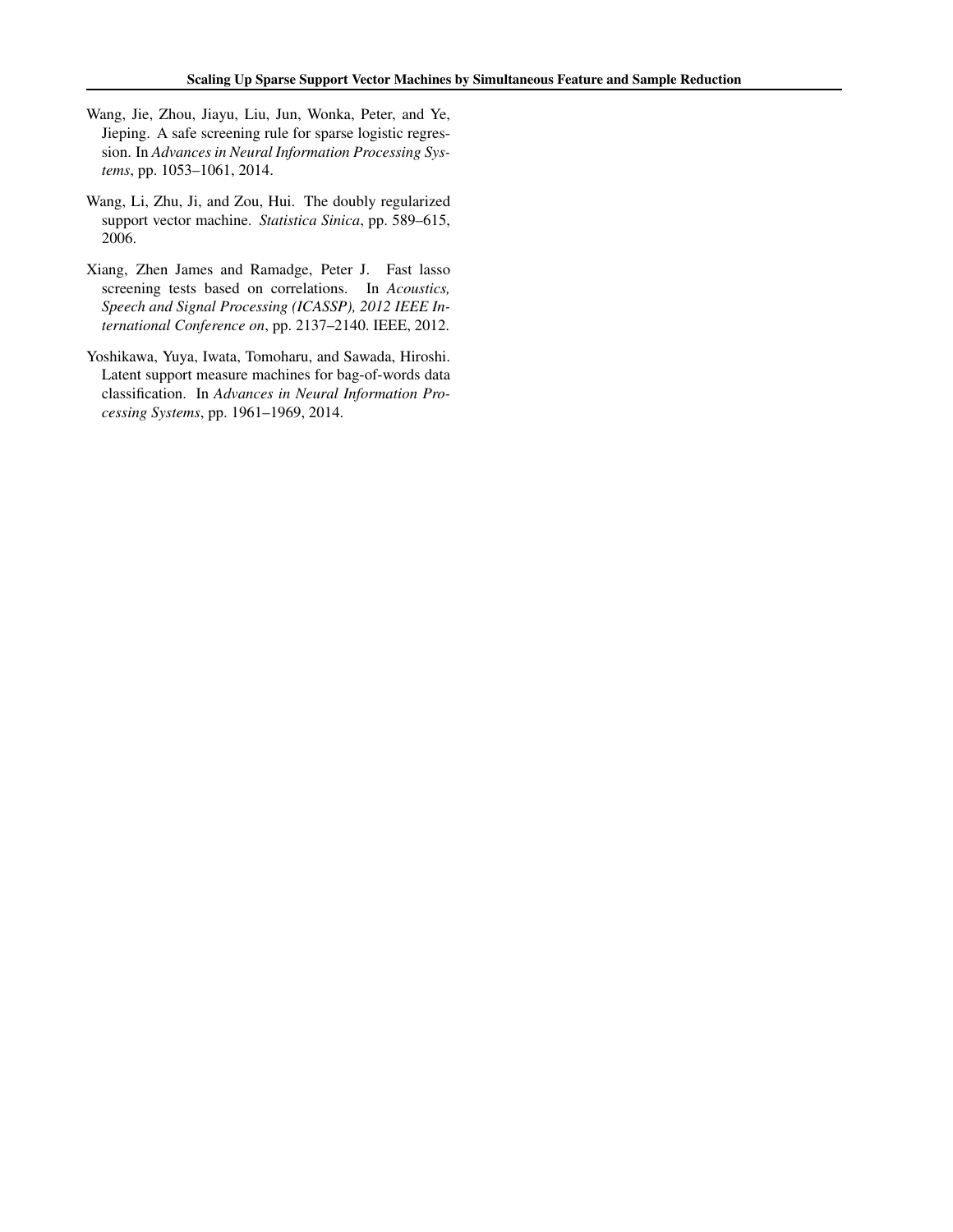Wang, Jie, Zhou, Jiayu, Liu, Jun, Wonka, Peter, and Ye, Jieping. A safe screening rule for sparse logistic regression. In *Advances in Neural Information Processing Systems*, pp. 1053–1061, 2014.

Wang, Li, Zhu, Ji, and Zou, Hui. The doubly regularized support vector machine. *Statistica Sinica*, pp. 589–615, 2006.

Xiang, Zhen James and Ramadge, Peter J. Fast lasso screening tests based on correlations. In *Acoustics, Speech and Signal Processing (ICASSP), 2012 IEEE International Conference on*, pp. 2137–2140. IEEE, 2012.

Yoshikawa, Yuya, Iwata, Tomoharu, and Sawada, Hiroshi. Latent support measure machines for bag-of-words data classification. In *Advances in Neural Information Processing Systems*, pp. 1961–1969, 2014.